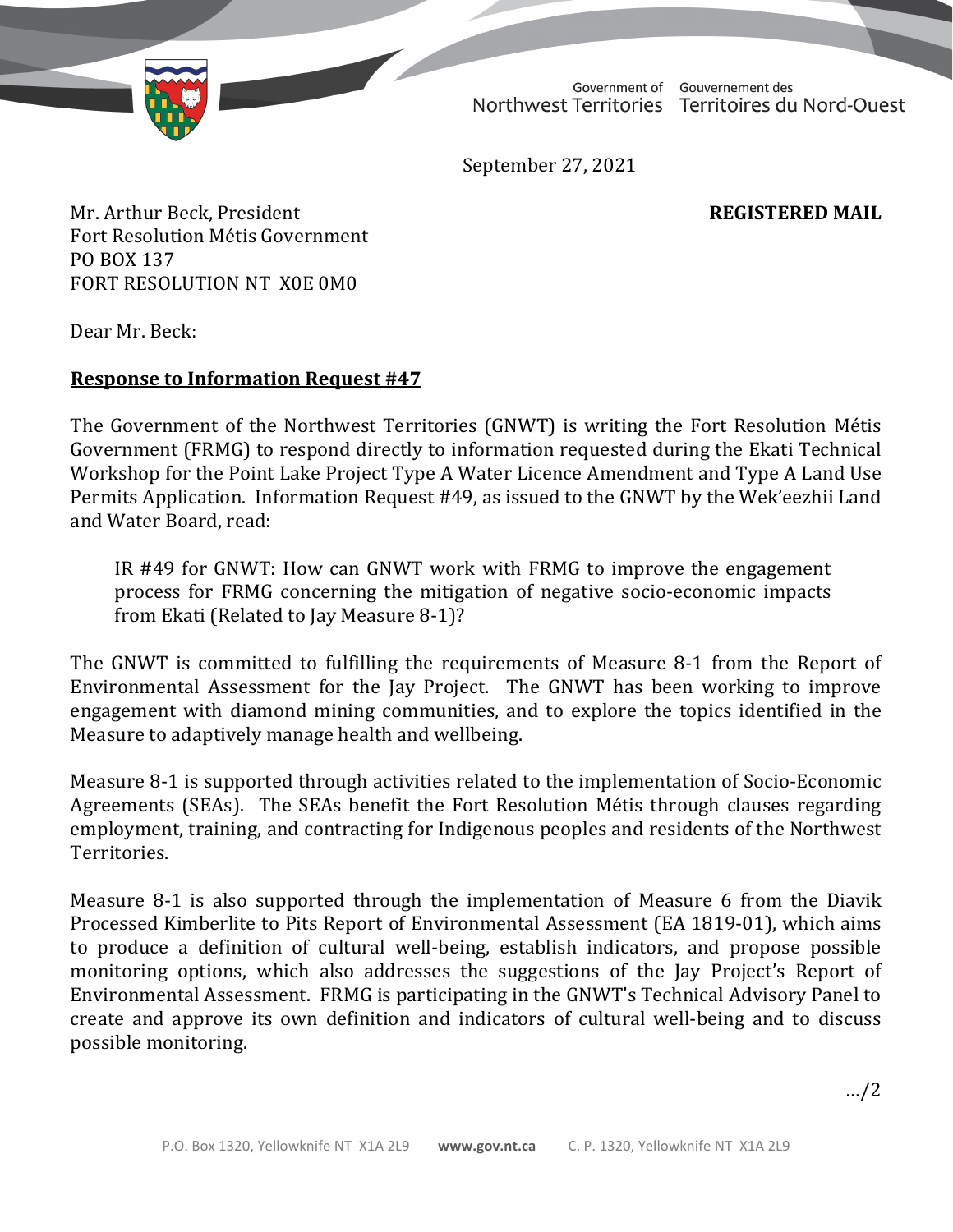Government of Northwest Territories    Gouvernement des Territoires du Nord-Ouest

September 27, 2021

Mr. Arthur Beck, President
Fort Resolution Métis Government
PO BOX 137
FORT RESOLUTION NT  X0E 0M0

**REGISTERED MAIL**

Dear Mr. Beck:

**<u>Response to Information Request #47</u>**

The Government of the Northwest Territories (GNWT) is writing the Fort Resolution Métis Government (FRMG) to respond directly to information requested during the Ekati Technical Workshop for the Point Lake Project Type A Water Licence Amendment and Type A Land Use Permits Application. Information Request #49, as issued to the GNWT by the Wek'eezhii Land and Water Board, read:

> IR #49 for GNWT: How can GNWT work with FRMG to improve the engagement process for FRMG concerning the mitigation of negative socio-economic impacts from Ekati (Related to Jay Measure 8-1)?

The GNWT is committed to fulfilling the requirements of Measure 8-1 from the Report of Environmental Assessment for the Jay Project. The GNWT has been working to improve engagement with diamond mining communities, and to explore the topics identified in the Measure to adaptively manage health and wellbeing.

Measure 8-1 is supported through activities related to the implementation of Socio-Economic Agreements (SEAs). The SEAs benefit the Fort Resolution Métis through clauses regarding employment, training, and contracting for Indigenous peoples and residents of the Northwest Territories.

Measure 8-1 is also supported through the implementation of Measure 6 from the Diavik Processed Kimberlite to Pits Report of Environmental Assessment (EA 1819-01), which aims to produce a definition of cultural well-being, establish indicators, and propose possible monitoring options, which also addresses the suggestions of the Jay Project's Report of Environmental Assessment. FRMG is participating in the GNWT's Technical Advisory Panel to create and approve its own definition and indicators of cultural well-being and to discuss possible monitoring.

…/2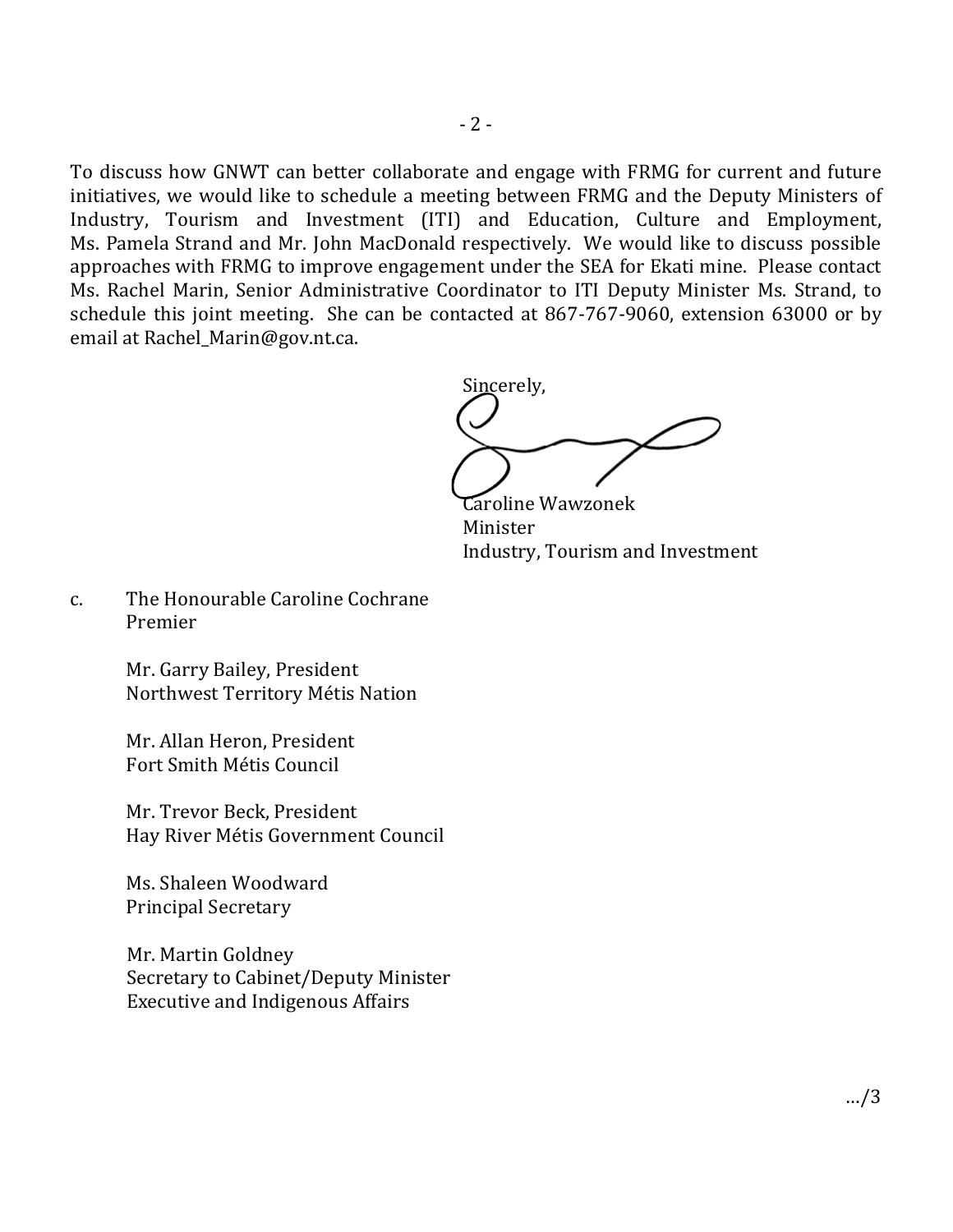To discuss how GNWT can better collaborate and engage with FRMG for current and future initiatives, we would like to schedule a meeting between FRMG and the Deputy Ministers of Industry, Tourism and Investment (ITI) and Education, Culture and Employment, Ms. Pamela Strand and Mr. John MacDonald respectively. We would like to discuss possible approaches with FRMG to improve engagement under the SEA for Ekati mine. Please contact Ms. Rachel Marin, Senior Administrative Coordinator to ITI Deputy Minister Ms. Strand, to schedule this joint meeting. She can be contacted at 867-767-9060, extension 63000 or by email at Rachel_Marin@gov.nt.ca.

Sincerely,

Caroline Wawzonek
Minister
Industry, Tourism and Investment

c. The Honourable Caroline Cochrane
Premier

Mr. Garry Bailey, President
Northwest Territory Métis Nation

Mr. Allan Heron, President
Fort Smith Métis Council

Mr. Trevor Beck, President
Hay River Métis Government Council

Ms. Shaleen Woodward
Principal Secretary

Mr. Martin Goldney
Secretary to Cabinet/Deputy Minister
Executive and Indigenous Affairs

…/3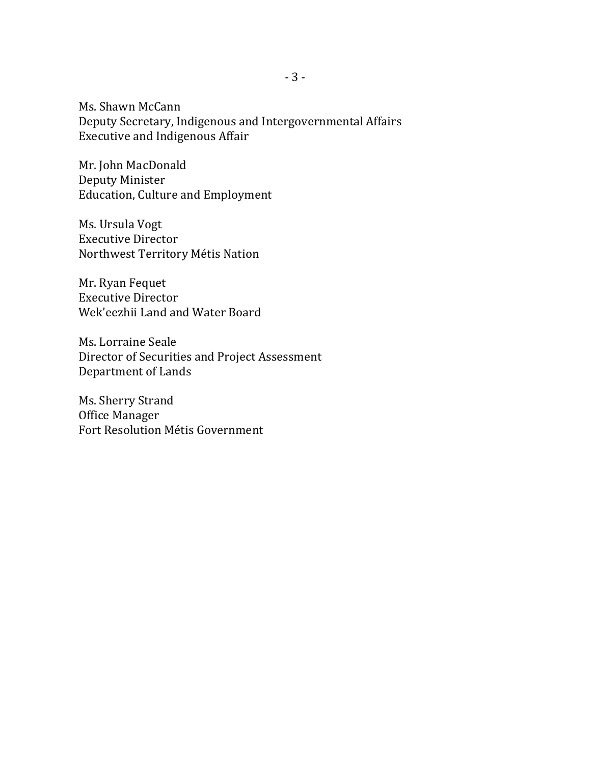Ms. Shawn McCann  
Deputy Secretary, Indigenous and Intergovernmental Affairs  
Executive and Indigenous Affair

Mr. John MacDonald  
Deputy Minister  
Education, Culture and Employment

Ms. Ursula Vogt  
Executive Director  
Northwest Territory Métis Nation

Mr. Ryan Fequet  
Executive Director  
Wek'eezhii Land and Water Board

Ms. Lorraine Seale  
Director of Securities and Project Assessment  
Department of Lands

Ms. Sherry Strand  
Office Manager  
Fort Resolution Métis Government